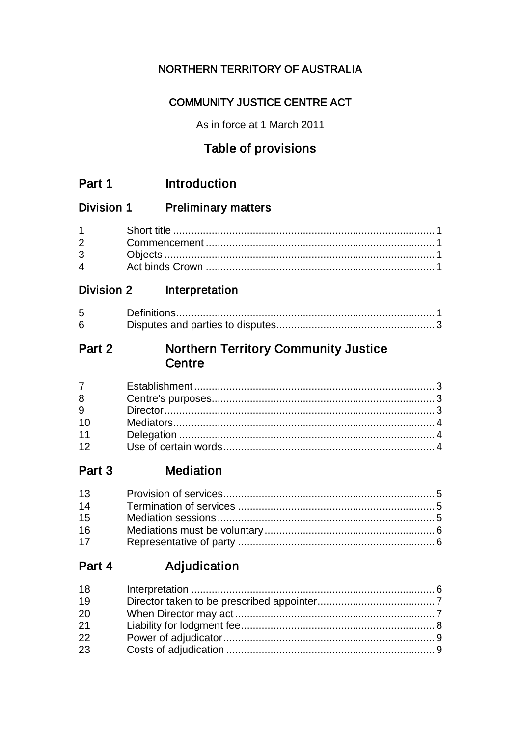# NORTHERN TERRITORY OF AUSTRALIA

## COMMUNITY JUSTICE CENTRE ACT

As in force at 1 March 2011

## Table of provisions

### Part 1 Introduction

#### Division 1 Preliminary matters

| | | |
|---|---|---|
| 1 | Short title | 1 |
| 2 | Commencement | 1 |
| 3 | Objects | 1 |
| 4 | Act binds Crown | 1 |

#### Division 2 Interpretation

| | | |
|---|---|---|
| 5 | Definitions | 1 |
| 6 | Disputes and parties to disputes | 3 |

### Part 2 Northern Territory Community Justice Centre

| | | |
|---|---|---|
| 7 | Establishment | 3 |
| 8 | Centre's purposes | 3 |
| 9 | Director | 3 |
| 10 | Mediators | 4 |
| 11 | Delegation | 4 |
| 12 | Use of certain words | 4 |

### Part 3 Mediation

| | | |
|---|---|---|
| 13 | Provision of services | 5 |
| 14 | Termination of services | 5 |
| 15 | Mediation sessions | 5 |
| 16 | Mediations must be voluntary | 6 |
| 17 | Representative of party | 6 |

### Part 4 Adjudication

| | | |
|---|---|---|
| 18 | Interpretation | 6 |
| 19 | Director taken to be prescribed appointer | 7 |
| 20 | When Director may act | 7 |
| 21 | Liability for lodgment fee | 8 |
| 22 | Power of adjudicator | 9 |
| 23 | Costs of adjudication | 9 |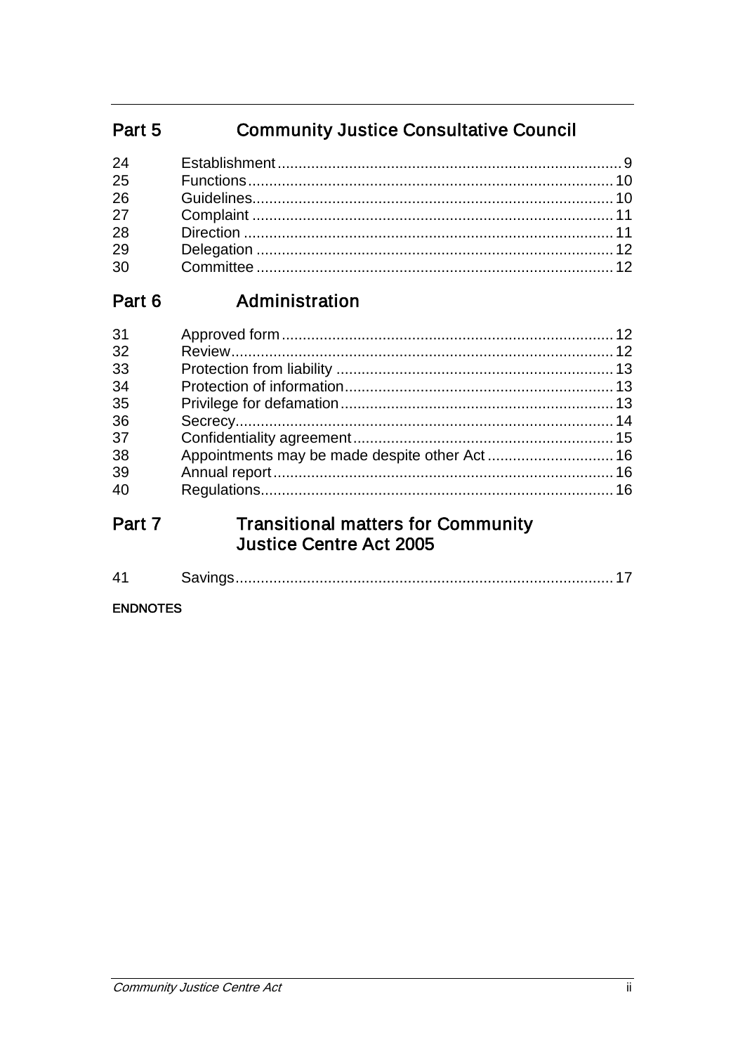## Part 5 Community Justice Consultative Council

| | | |
|---|---|---|
| 24 | Establishment | 9 |
| 25 | Functions | 10 |
| 26 | Guidelines | 10 |
| 27 | Complaint | 11 |
| 28 | Direction | 11 |
| 29 | Delegation | 12 |
| 30 | Committee | 12 |

## Part 6 Administration

| | | |
|---|---|---|
| 31 | Approved form | 12 |
| 32 | Review | 12 |
| 33 | Protection from liability | 13 |
| 34 | Protection of information | 13 |
| 35 | Privilege for defamation | 13 |
| 36 | Secrecy | 14 |
| 37 | Confidentiality agreement | 15 |
| 38 | Appointments may be made despite other Act | 16 |
| 39 | Annual report | 16 |
| 40 | Regulations | 16 |

## Part 7 Transitional matters for Community Justice Centre Act 2005

| | | |
|---|---|---|
| 41 | Savings | 17 |

**ENDNOTES**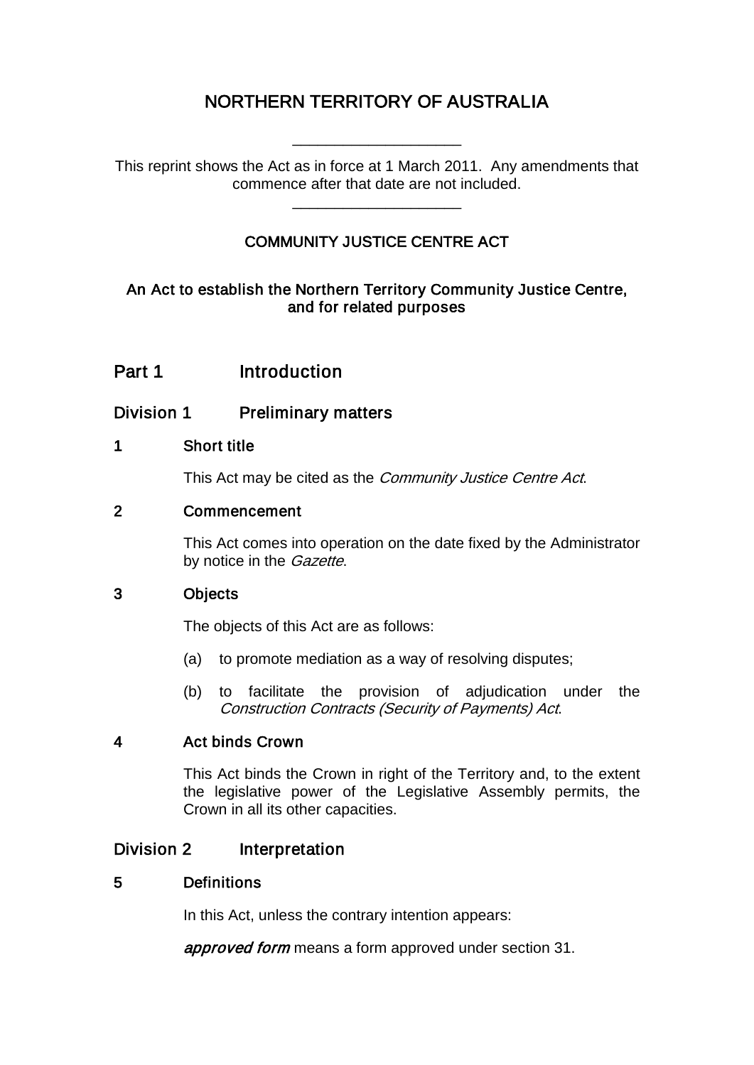# NORTHERN TERRITORY OF AUSTRALIA

____________________

This reprint shows the Act as in force at 1 March 2011. Any amendments that commence after that date are not included.

____________________

## COMMUNITY JUSTICE CENTRE ACT

**An Act to establish the Northern Territory Community Justice Centre, and for related purposes**

## Part 1 Introduction

### Division 1 Preliminary matters

#### 1 Short title

This Act may be cited as the *Community Justice Centre Act*.

#### 2 Commencement

This Act comes into operation on the date fixed by the Administrator by notice in the *Gazette*.

#### 3 Objects

The objects of this Act are as follows:

(a) to promote mediation as a way of resolving disputes;

(b) to facilitate the provision of adjudication under the *Construction Contracts (Security of Payments) Act*.

#### 4 Act binds Crown

This Act binds the Crown in right of the Territory and, to the extent the legislative power of the Legislative Assembly permits, the Crown in all its other capacities.

### Division 2 Interpretation

#### 5 Definitions

In this Act, unless the contrary intention appears:

***approved form*** means a form approved under section 31.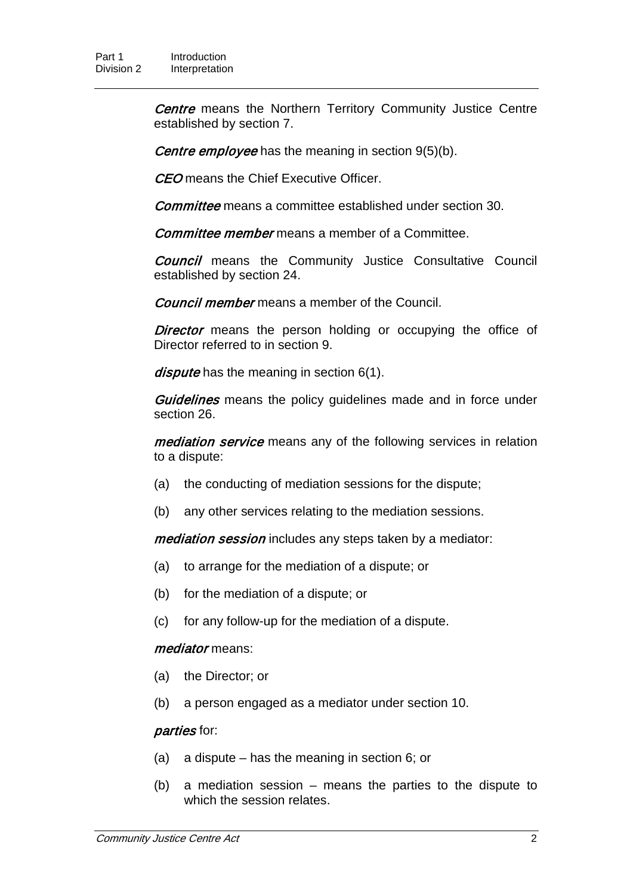***Centre*** means the Northern Territory Community Justice Centre established by section 7.

***Centre employee*** has the meaning in section 9(5)(b).

***CEO*** means the Chief Executive Officer.

***Committee*** means a committee established under section 30.

***Committee member*** means a member of a Committee.

***Council*** means the Community Justice Consultative Council established by section 24.

***Council member*** means a member of the Council.

***Director*** means the person holding or occupying the office of Director referred to in section 9.

***dispute*** has the meaning in section 6(1).

***Guidelines*** means the policy guidelines made and in force under section 26.

***mediation service*** means any of the following services in relation to a dispute:

(a) the conducting of mediation sessions for the dispute;

(b) any other services relating to the mediation sessions.

***mediation session*** includes any steps taken by a mediator:

(a) to arrange for the mediation of a dispute; or

(b) for the mediation of a dispute; or

(c) for any follow-up for the mediation of a dispute.

***mediator*** means:

(a) the Director; or

(b) a person engaged as a mediator under section 10.

***parties*** for:

(a) a dispute – has the meaning in section 6; or

(b) a mediation session – means the parties to the dispute to which the session relates.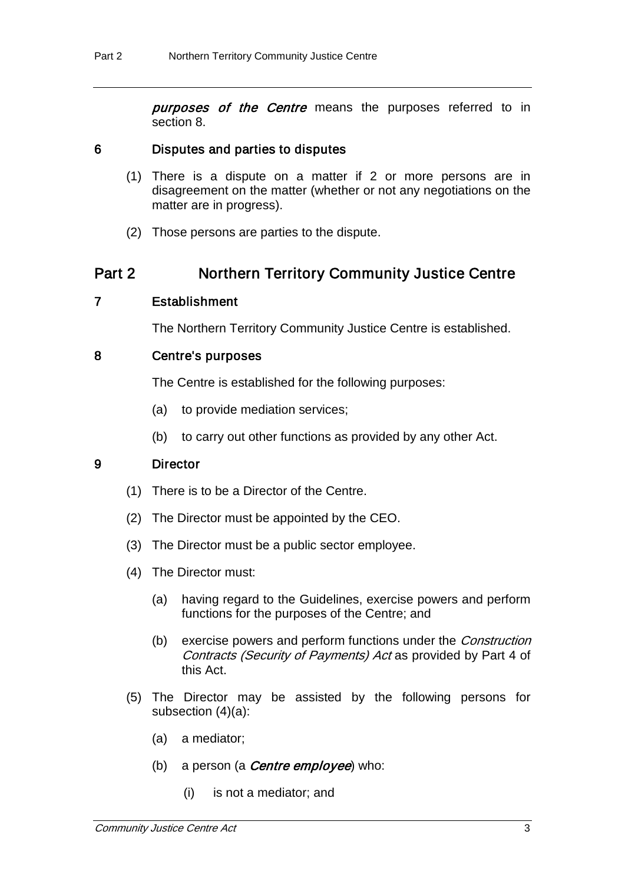***purposes of the Centre*** means the purposes referred to in section 8.

### 6 Disputes and parties to disputes

(1) There is a dispute on a matter if 2 or more persons are in disagreement on the matter (whether or not any negotiations on the matter are in progress).

(2) Those persons are parties to the dispute.

## Part 2 Northern Territory Community Justice Centre

### 7 Establishment

The Northern Territory Community Justice Centre is established.

### 8 Centre's purposes

The Centre is established for the following purposes:

(a) to provide mediation services;

(b) to carry out other functions as provided by any other Act.

### 9 Director

(1) There is to be a Director of the Centre.

(2) The Director must be appointed by the CEO.

(3) The Director must be a public sector employee.

(4) The Director must:

(a) having regard to the Guidelines, exercise powers and perform functions for the purposes of the Centre; and

(b) exercise powers and perform functions under the *Construction Contracts (Security of Payments) Act* as provided by Part 4 of this Act.

(5) The Director may be assisted by the following persons for subsection (4)(a):

(a) a mediator;

(b) a person (a ***Centre employee***) who:

(i) is not a mediator; and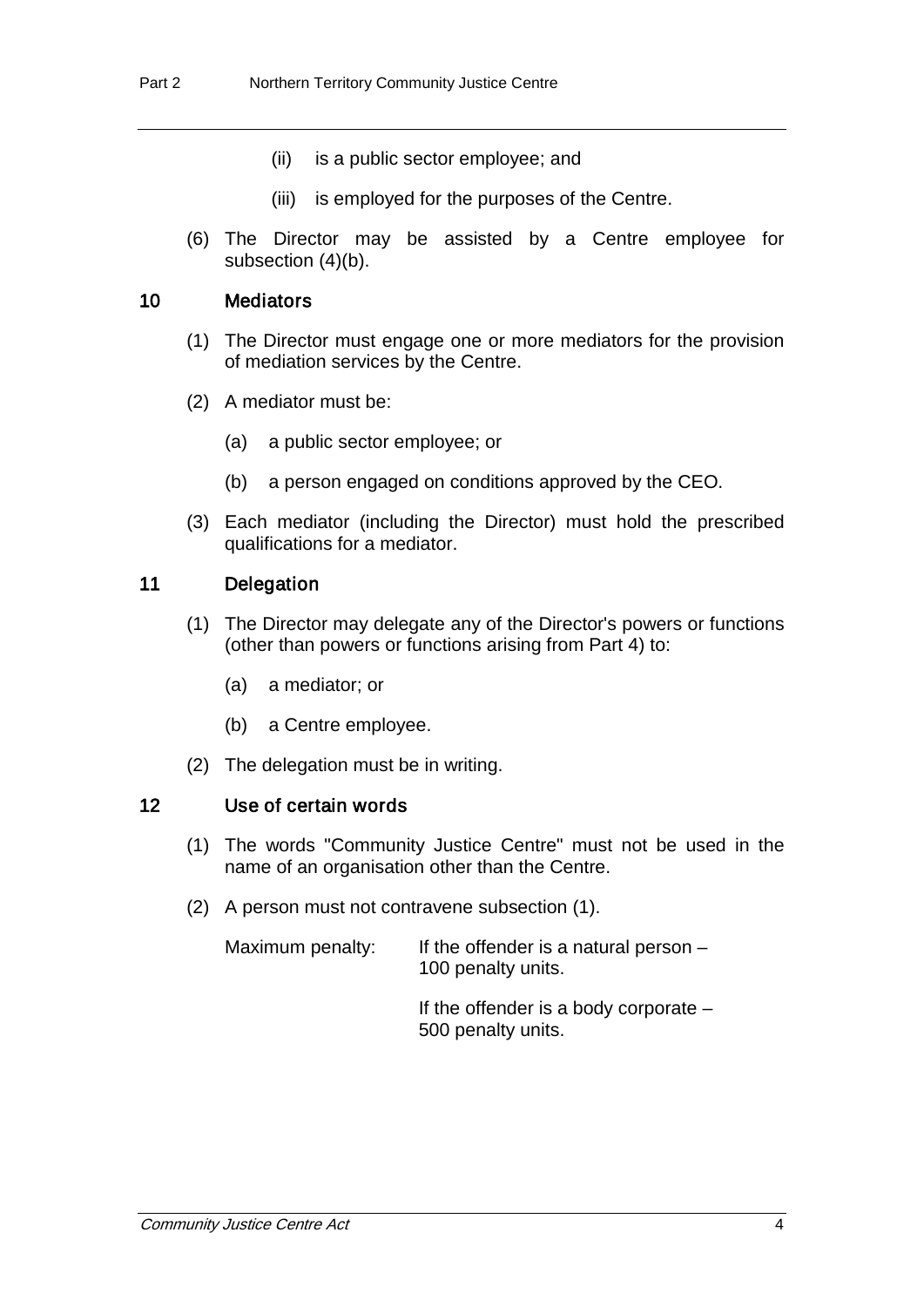(ii) is a public sector employee; and

(iii) is employed for the purposes of the Centre.

(6) The Director may be assisted by a Centre employee for subsection (4)(b).

### 10 Mediators

(1) The Director must engage one or more mediators for the provision of mediation services by the Centre.

(2) A mediator must be:

(a) a public sector employee; or

(b) a person engaged on conditions approved by the CEO.

(3) Each mediator (including the Director) must hold the prescribed qualifications for a mediator.

### 11 Delegation

(1) The Director may delegate any of the Director's powers or functions (other than powers or functions arising from Part 4) to:

(a) a mediator; or

(b) a Centre employee.

(2) The delegation must be in writing.

### 12 Use of certain words

(1) The words "Community Justice Centre" must not be used in the name of an organisation other than the Centre.

(2) A person must not contravene subsection (1).

Maximum penalty: If the offender is a natural person – 100 penalty units.

If the offender is a body corporate – 500 penalty units.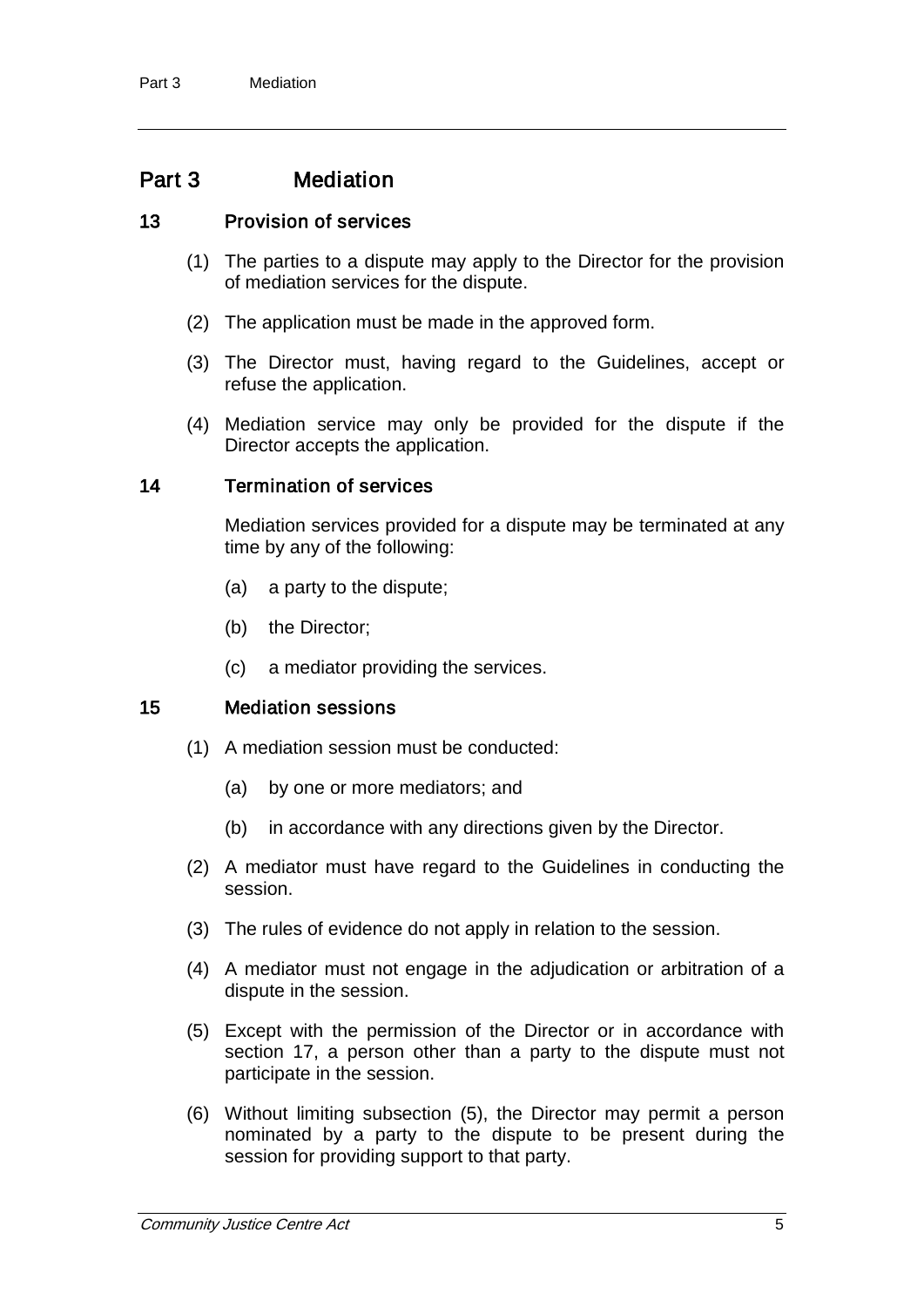# Part 3 Mediation

## 13 Provision of services

(1) The parties to a dispute may apply to the Director for the provision of mediation services for the dispute.

(2) The application must be made in the approved form.

(3) The Director must, having regard to the Guidelines, accept or refuse the application.

(4) Mediation service may only be provided for the dispute if the Director accepts the application.

## 14 Termination of services

Mediation services provided for a dispute may be terminated at any time by any of the following:

(a) a party to the dispute;

(b) the Director;

(c) a mediator providing the services.

## 15 Mediation sessions

(1) A mediation session must be conducted:

(a) by one or more mediators; and

(b) in accordance with any directions given by the Director.

(2) A mediator must have regard to the Guidelines in conducting the session.

(3) The rules of evidence do not apply in relation to the session.

(4) A mediator must not engage in the adjudication or arbitration of a dispute in the session.

(5) Except with the permission of the Director or in accordance with section 17, a person other than a party to the dispute must not participate in the session.

(6) Without limiting subsection (5), the Director may permit a person nominated by a party to the dispute to be present during the session for providing support to that party.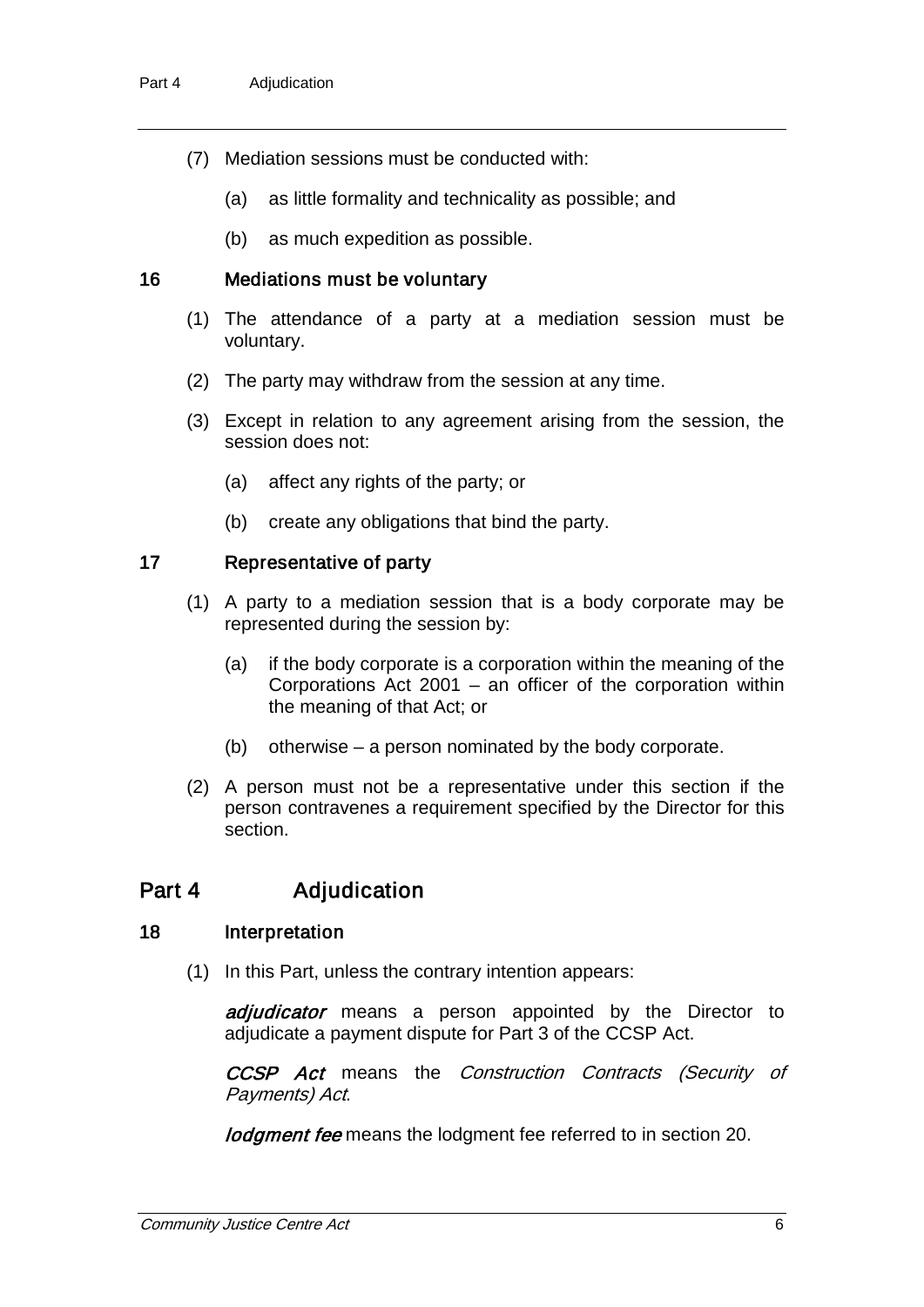(7) Mediation sessions must be conducted with:

(a) as little formality and technicality as possible; and

(b) as much expedition as possible.

### 16 Mediations must be voluntary

(1) The attendance of a party at a mediation session must be voluntary.

(2) The party may withdraw from the session at any time.

(3) Except in relation to any agreement arising from the session, the session does not:

(a) affect any rights of the party; or

(b) create any obligations that bind the party.

### 17 Representative of party

(1) A party to a mediation session that is a body corporate may be represented during the session by:

(a) if the body corporate is a corporation within the meaning of the Corporations Act 2001 – an officer of the corporation within the meaning of that Act; or

(b) otherwise – a person nominated by the body corporate.

(2) A person must not be a representative under this section if the person contravenes a requirement specified by the Director for this section.

## Part 4 Adjudication

### 18 Interpretation

(1) In this Part, unless the contrary intention appears:

***adjudicator*** means a person appointed by the Director to adjudicate a payment dispute for Part 3 of the CCSP Act.

***CCSP Act*** means the *Construction Contracts (Security of Payments) Act*.

***lodgment fee*** means the lodgment fee referred to in section 20.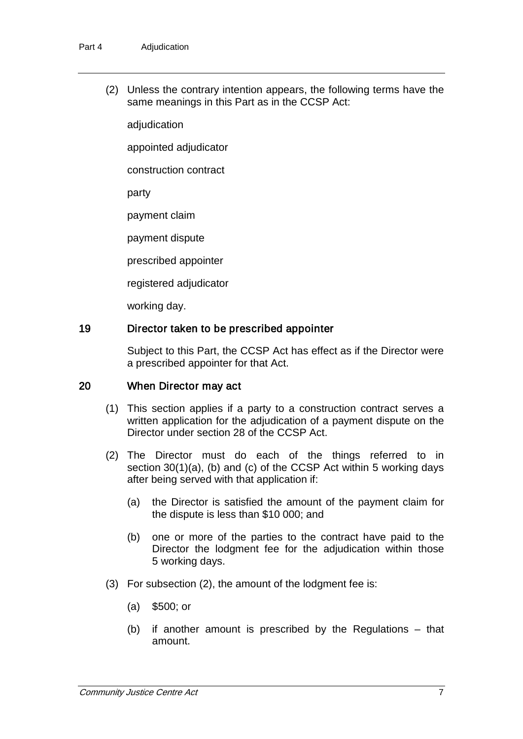(2) Unless the contrary intention appears, the following terms have the same meanings in this Part as in the CCSP Act:

adjudication

appointed adjudicator

construction contract

party

payment claim

payment dispute

prescribed appointer

registered adjudicator

working day.

### 19 Director taken to be prescribed appointer

Subject to this Part, the CCSP Act has effect as if the Director were a prescribed appointer for that Act.

### 20 When Director may act

(1) This section applies if a party to a construction contract serves a written application for the adjudication of a payment dispute on the Director under section 28 of the CCSP Act.

(2) The Director must do each of the things referred to in section 30(1)(a), (b) and (c) of the CCSP Act within 5 working days after being served with that application if:

(a) the Director is satisfied the amount of the payment claim for the dispute is less than $10 000; and

(b) one or more of the parties to the contract have paid to the Director the lodgment fee for the adjudication within those 5 working days.

(3) For subsection (2), the amount of the lodgment fee is:

(a) $500; or

(b) if another amount is prescribed by the Regulations – that amount.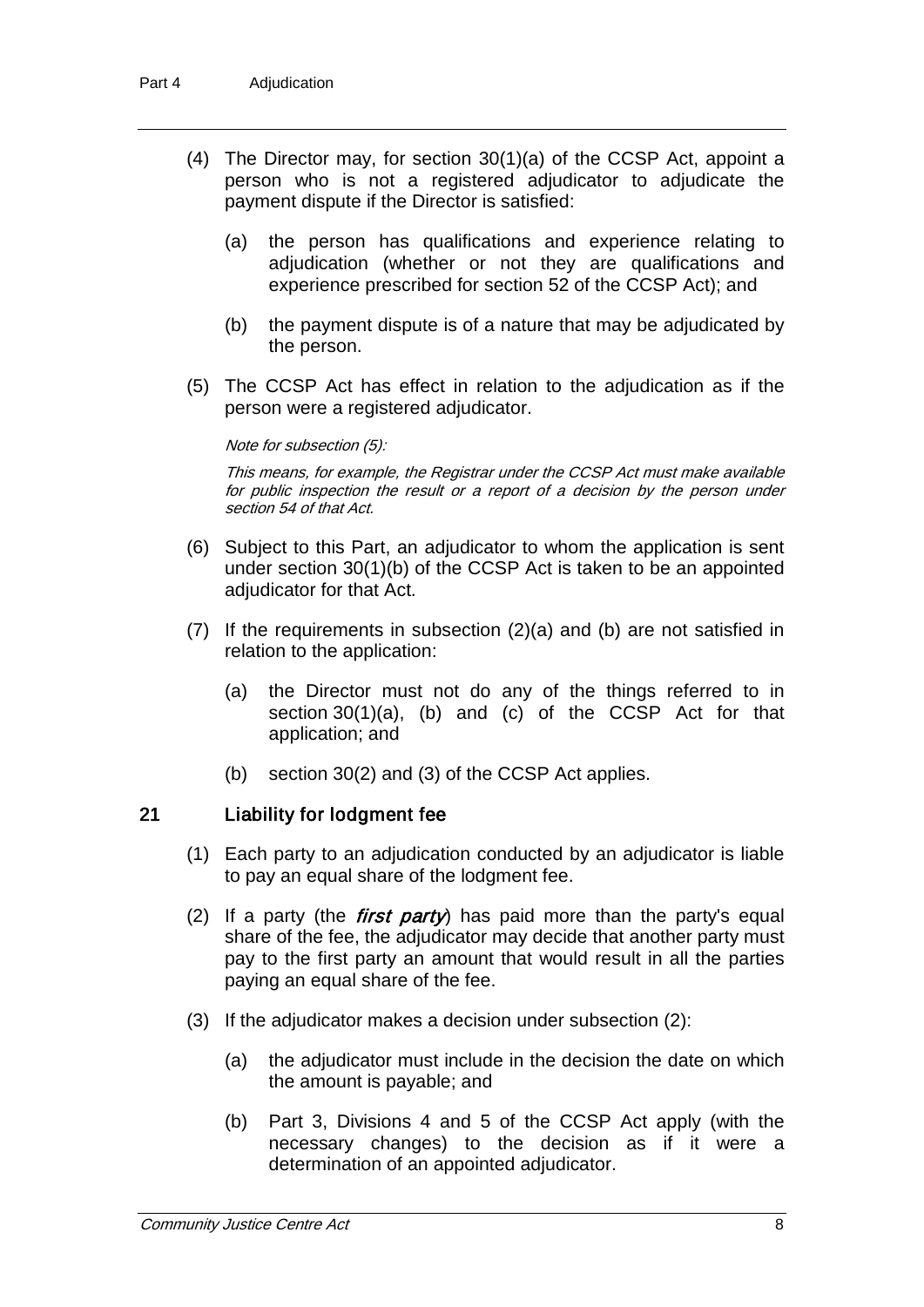(4) The Director may, for section 30(1)(a) of the CCSP Act, appoint a person who is not a registered adjudicator to adjudicate the payment dispute if the Director is satisfied:

(a) the person has qualifications and experience relating to adjudication (whether or not they are qualifications and experience prescribed for section 52 of the CCSP Act); and

(b) the payment dispute is of a nature that may be adjudicated by the person.

(5) The CCSP Act has effect in relation to the adjudication as if the person were a registered adjudicator.

*Note for subsection (5):*

*This means, for example, the Registrar under the CCSP Act must make available for public inspection the result or a report of a decision by the person under section 54 of that Act.*

(6) Subject to this Part, an adjudicator to whom the application is sent under section 30(1)(b) of the CCSP Act is taken to be an appointed adjudicator for that Act.

(7) If the requirements in subsection (2)(a) and (b) are not satisfied in relation to the application:

(a) the Director must not do any of the things referred to in section 30(1)(a), (b) and (c) of the CCSP Act for that application; and

(b) section 30(2) and (3) of the CCSP Act applies.

## 21 Liability for lodgment fee

(1) Each party to an adjudication conducted by an adjudicator is liable to pay an equal share of the lodgment fee.

(2) If a party (the ***first party***) has paid more than the party's equal share of the fee, the adjudicator may decide that another party must pay to the first party an amount that would result in all the parties paying an equal share of the fee.

(3) If the adjudicator makes a decision under subsection (2):

(a) the adjudicator must include in the decision the date on which the amount is payable; and

(b) Part 3, Divisions 4 and 5 of the CCSP Act apply (with the necessary changes) to the decision as if it were a determination of an appointed adjudicator.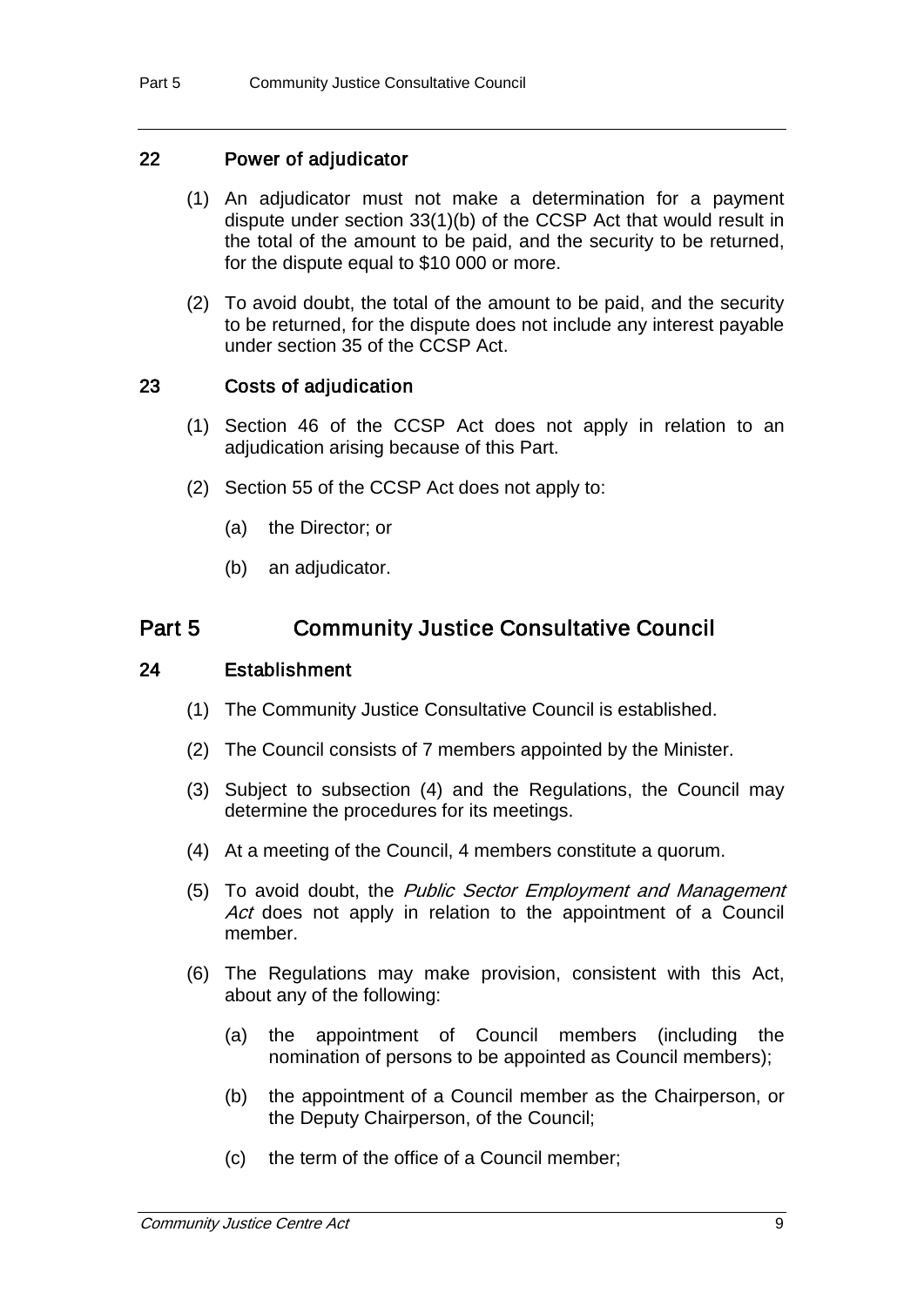### 22 Power of adjudicator

(1) An adjudicator must not make a determination for a payment dispute under section 33(1)(b) of the CCSP Act that would result in the total of the amount to be paid, and the security to be returned, for the dispute equal to $10 000 or more.

(2) To avoid doubt, the total of the amount to be paid, and the security to be returned, for the dispute does not include any interest payable under section 35 of the CCSP Act.

### 23 Costs of adjudication

(1) Section 46 of the CCSP Act does not apply in relation to an adjudication arising because of this Part.

(2) Section 55 of the CCSP Act does not apply to:

(a) the Director; or

(b) an adjudicator.

## Part 5 Community Justice Consultative Council

### 24 Establishment

(1) The Community Justice Consultative Council is established.

(2) The Council consists of 7 members appointed by the Minister.

(3) Subject to subsection (4) and the Regulations, the Council may determine the procedures for its meetings.

(4) At a meeting of the Council, 4 members constitute a quorum.

(5) To avoid doubt, the *Public Sector Employment and Management Act* does not apply in relation to the appointment of a Council member.

(6) The Regulations may make provision, consistent with this Act, about any of the following:

(a) the appointment of Council members (including the nomination of persons to be appointed as Council members);

(b) the appointment of a Council member as the Chairperson, or the Deputy Chairperson, of the Council;

(c) the term of the office of a Council member;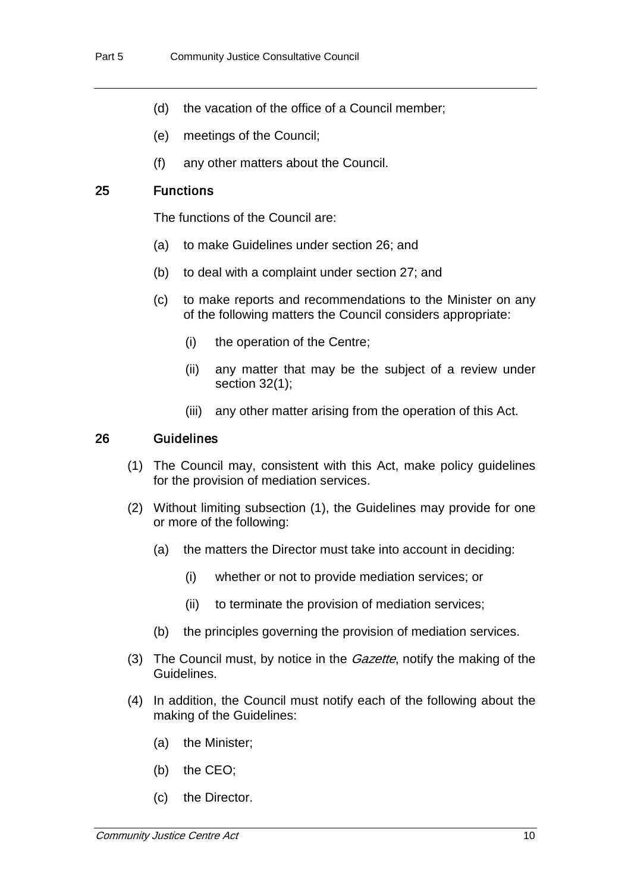(d) the vacation of the office of a Council member;

(e) meetings of the Council;

(f) any other matters about the Council.

### 25 Functions

The functions of the Council are:

(a) to make Guidelines under section 26; and

(b) to deal with a complaint under section 27; and

(c) to make reports and recommendations to the Minister on any of the following matters the Council considers appropriate:

  (i) the operation of the Centre;

  (ii) any matter that may be the subject of a review under section 32(1);

  (iii) any other matter arising from the operation of this Act.

### 26 Guidelines

(1) The Council may, consistent with this Act, make policy guidelines for the provision of mediation services.

(2) Without limiting subsection (1), the Guidelines may provide for one or more of the following:

  (a) the matters the Director must take into account in deciding:

    (i) whether or not to provide mediation services; or

    (ii) to terminate the provision of mediation services;

  (b) the principles governing the provision of mediation services.

(3) The Council must, by notice in the *Gazette*, notify the making of the Guidelines.

(4) In addition, the Council must notify each of the following about the making of the Guidelines:

  (a) the Minister;

  (b) the CEO;

  (c) the Director.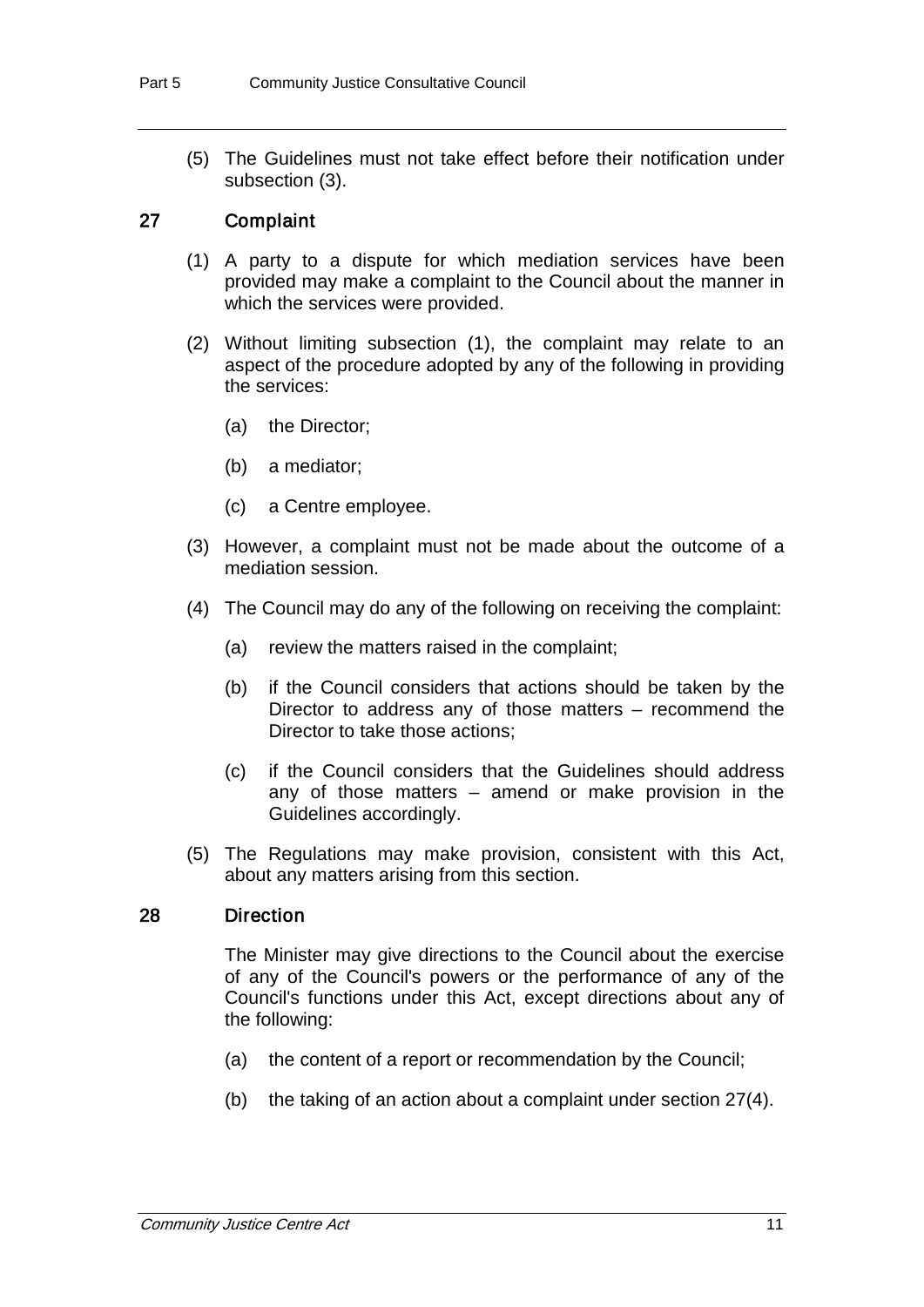(5) The Guidelines must not take effect before their notification under subsection (3).

### 27 Complaint

(1) A party to a dispute for which mediation services have been provided may make a complaint to the Council about the manner in which the services were provided.

(2) Without limiting subsection (1), the complaint may relate to an aspect of the procedure adopted by any of the following in providing the services:

(a) the Director;

(b) a mediator;

(c) a Centre employee.

(3) However, a complaint must not be made about the outcome of a mediation session.

(4) The Council may do any of the following on receiving the complaint:

(a) review the matters raised in the complaint;

(b) if the Council considers that actions should be taken by the Director to address any of those matters – recommend the Director to take those actions;

(c) if the Council considers that the Guidelines should address any of those matters – amend or make provision in the Guidelines accordingly.

(5) The Regulations may make provision, consistent with this Act, about any matters arising from this section.

### 28 Direction

The Minister may give directions to the Council about the exercise of any of the Council's powers or the performance of any of the Council's functions under this Act, except directions about any of the following:

(a) the content of a report or recommendation by the Council;

(b) the taking of an action about a complaint under section 27(4).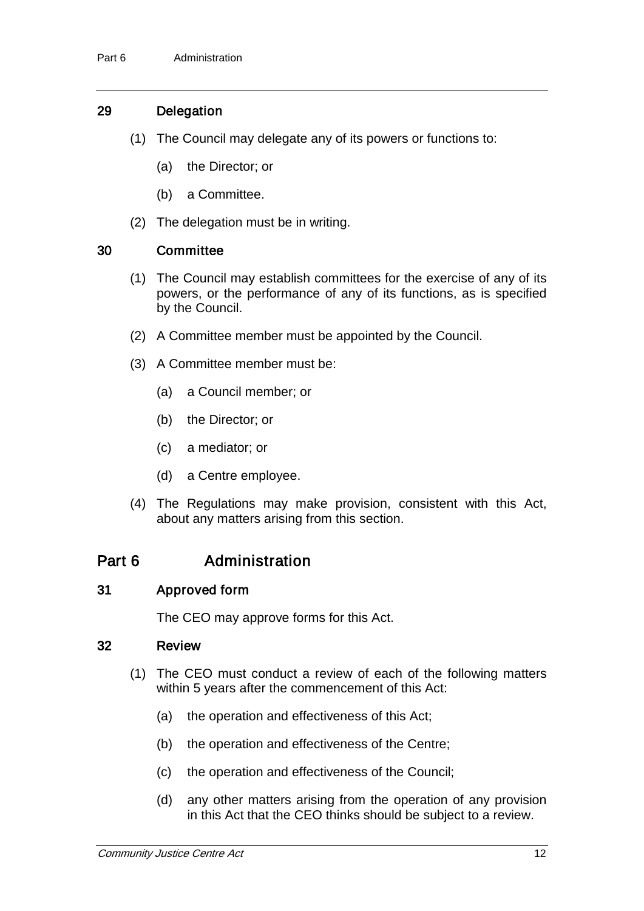### 29 Delegation

(1) The Council may delegate any of its powers or functions to:

(a) the Director; or

(b) a Committee.

(2) The delegation must be in writing.

### 30 Committee

(1) The Council may establish committees for the exercise of any of its powers, or the performance of any of its functions, as is specified by the Council.

(2) A Committee member must be appointed by the Council.

(3) A Committee member must be:

(a) a Council member; or

(b) the Director; or

(c) a mediator; or

(d) a Centre employee.

(4) The Regulations may make provision, consistent with this Act, about any matters arising from this section.

## Part 6 Administration

### 31 Approved form

The CEO may approve forms for this Act.

### 32 Review

(1) The CEO must conduct a review of each of the following matters within 5 years after the commencement of this Act:

(a) the operation and effectiveness of this Act;

(b) the operation and effectiveness of the Centre;

(c) the operation and effectiveness of the Council;

(d) any other matters arising from the operation of any provision in this Act that the CEO thinks should be subject to a review.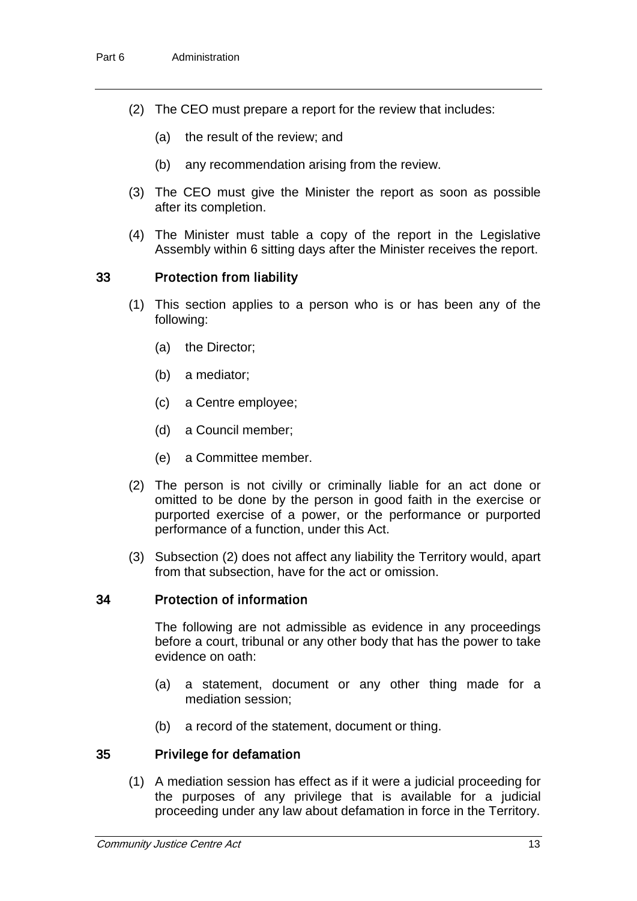(2) The CEO must prepare a report for the review that includes:

(a) the result of the review; and

(b) any recommendation arising from the review.

(3) The CEO must give the Minister the report as soon as possible after its completion.

(4) The Minister must table a copy of the report in the Legislative Assembly within 6 sitting days after the Minister receives the report.

### 33 Protection from liability

(1) This section applies to a person who is or has been any of the following:

(a) the Director;

(b) a mediator;

(c) a Centre employee;

(d) a Council member;

(e) a Committee member.

(2) The person is not civilly or criminally liable for an act done or omitted to be done by the person in good faith in the exercise or purported exercise of a power, or the performance or purported performance of a function, under this Act.

(3) Subsection (2) does not affect any liability the Territory would, apart from that subsection, have for the act or omission.

### 34 Protection of information

The following are not admissible as evidence in any proceedings before a court, tribunal or any other body that has the power to take evidence on oath:

(a) a statement, document or any other thing made for a mediation session;

(b) a record of the statement, document or thing.

### 35 Privilege for defamation

(1) A mediation session has effect as if it were a judicial proceeding for the purposes of any privilege that is available for a judicial proceeding under any law about defamation in force in the Territory.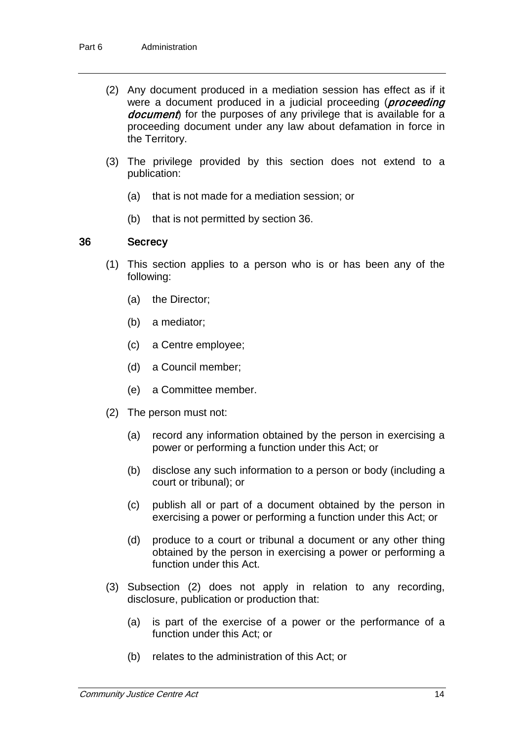(2) Any document produced in a mediation session has effect as if it were a document produced in a judicial proceeding (***proceeding document***) for the purposes of any privilege that is available for a proceeding document under any law about defamation in force in the Territory.

(3) The privilege provided by this section does not extend to a publication:

(a) that is not made for a mediation session; or

(b) that is not permitted by section 36.

### 36 Secrecy

(1) This section applies to a person who is or has been any of the following:

(a) the Director;

(b) a mediator;

(c) a Centre employee;

(d) a Council member;

(e) a Committee member.

(2) The person must not:

(a) record any information obtained by the person in exercising a power or performing a function under this Act; or

(b) disclose any such information to a person or body (including a court or tribunal); or

(c) publish all or part of a document obtained by the person in exercising a power or performing a function under this Act; or

(d) produce to a court or tribunal a document or any other thing obtained by the person in exercising a power or performing a function under this Act.

(3) Subsection (2) does not apply in relation to any recording, disclosure, publication or production that:

(a) is part of the exercise of a power or the performance of a function under this Act; or

(b) relates to the administration of this Act; or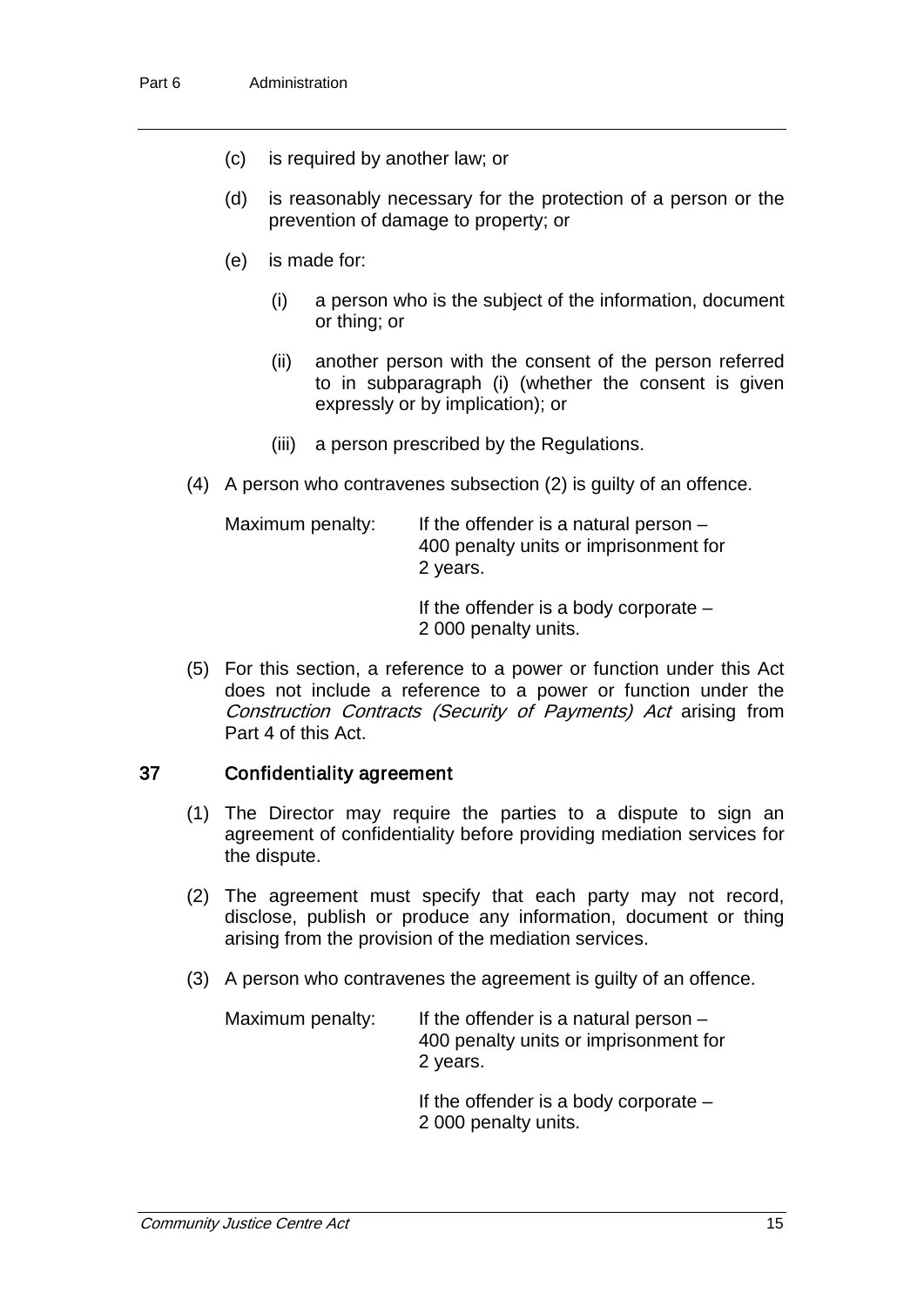(c) is required by another law; or

(d) is reasonably necessary for the protection of a person or the prevention of damage to property; or

(e) is made for:

(i) a person who is the subject of the information, document or thing; or

(ii) another person with the consent of the person referred to in subparagraph (i) (whether the consent is given expressly or by implication); or

(iii) a person prescribed by the Regulations.

(4) A person who contravenes subsection (2) is guilty of an offence.

Maximum penalty: If the offender is a natural person – 400 penalty units or imprisonment for 2 years.

If the offender is a body corporate – 2 000 penalty units.

(5) For this section, a reference to a power or function under this Act does not include a reference to a power or function under the *Construction Contracts (Security of Payments) Act* arising from Part 4 of this Act.

## 37 Confidentiality agreement

(1) The Director may require the parties to a dispute to sign an agreement of confidentiality before providing mediation services for the dispute.

(2) The agreement must specify that each party may not record, disclose, publish or produce any information, document or thing arising from the provision of the mediation services.

(3) A person who contravenes the agreement is guilty of an offence.

Maximum penalty: If the offender is a natural person – 400 penalty units or imprisonment for 2 years.

If the offender is a body corporate – 2 000 penalty units.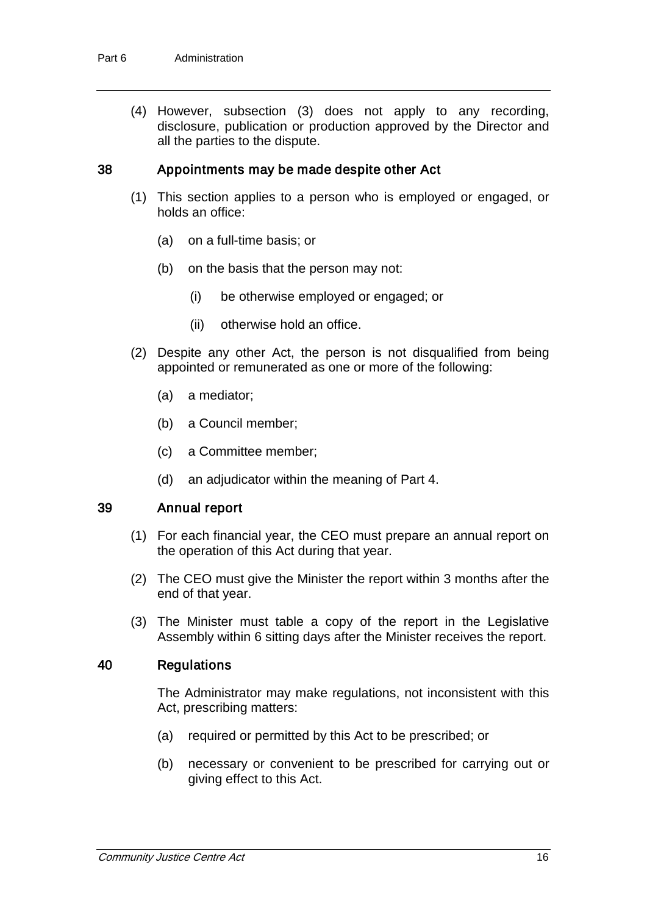(4) However, subsection (3) does not apply to any recording, disclosure, publication or production approved by the Director and all the parties to the dispute.

### 38 Appointments may be made despite other Act

(1) This section applies to a person who is employed or engaged, or holds an office:

(a) on a full-time basis; or

(b) on the basis that the person may not:

(i) be otherwise employed or engaged; or

(ii) otherwise hold an office.

(2) Despite any other Act, the person is not disqualified from being appointed or remunerated as one or more of the following:

(a) a mediator;

(b) a Council member;

(c) a Committee member;

(d) an adjudicator within the meaning of Part 4.

### 39 Annual report

(1) For each financial year, the CEO must prepare an annual report on the operation of this Act during that year.

(2) The CEO must give the Minister the report within 3 months after the end of that year.

(3) The Minister must table a copy of the report in the Legislative Assembly within 6 sitting days after the Minister receives the report.

### 40 Regulations

The Administrator may make regulations, not inconsistent with this Act, prescribing matters:

(a) required or permitted by this Act to be prescribed; or

(b) necessary or convenient to be prescribed for carrying out or giving effect to this Act.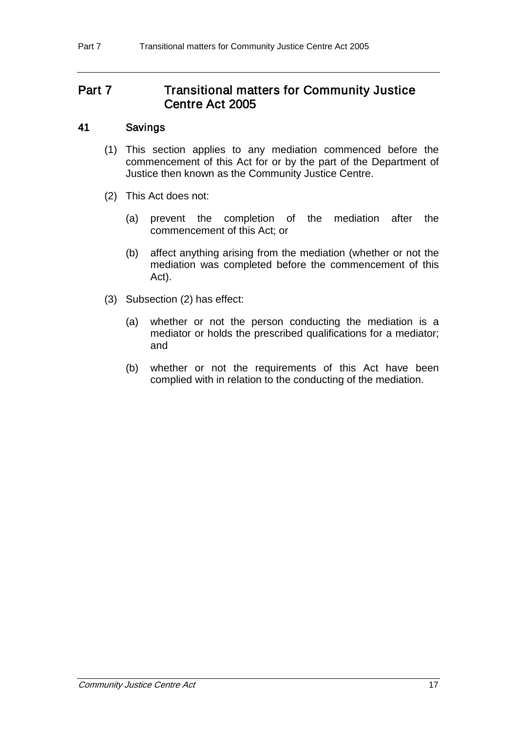# Part 7 Transitional matters for Community Justice Centre Act 2005

## 41 Savings

(1) This section applies to any mediation commenced before the commencement of this Act for or by the part of the Department of Justice then known as the Community Justice Centre.

(2) This Act does not:

(a) prevent the completion of the mediation after the commencement of this Act; or

(b) affect anything arising from the mediation (whether or not the mediation was completed before the commencement of this Act).

(3) Subsection (2) has effect:

(a) whether or not the person conducting the mediation is a mediator or holds the prescribed qualifications for a mediator; and

(b) whether or not the requirements of this Act have been complied with in relation to the conducting of the mediation.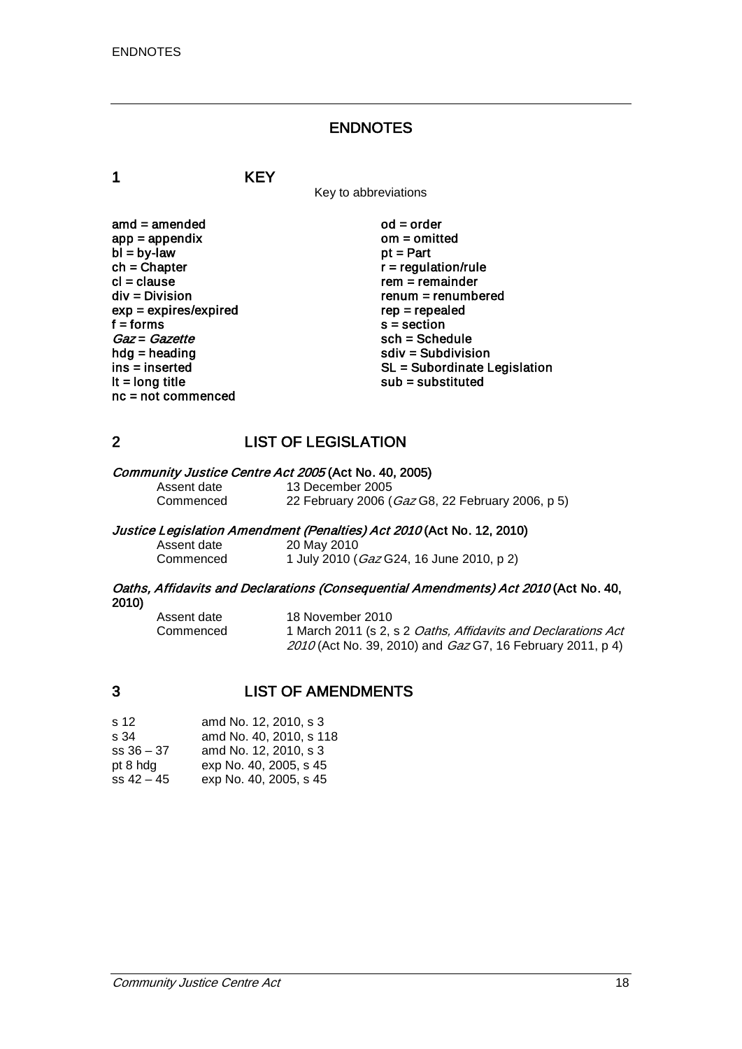# ENDNOTES

## 1 KEY

Key to abbreviations

| | |
|---|---|
| amd = amended | od = order |
| app = appendix | om = omitted |
| bl = by-law | pt = Part |
| ch = Chapter | r = regulation/rule |
| cl = clause | rem = remainder |
| div = Division | renum = renumbered |
| exp = expires/expired | rep = repealed |
| f = forms | s = section |
| *Gaz* = *Gazette* | sch = Schedule |
| hdg = heading | sdiv = Subdivision |
| ins = inserted | SL = Subordinate Legislation |
| lt = long title | sub = substituted |
| nc = not commenced | |

## 2 LIST OF LEGISLATION

***Community Justice Centre Act 2005*** **(Act No. 40, 2005)**

Assent date 13 December 2005
Commenced 22 February 2006 (*Gaz* G8, 22 February 2006, p 5)

***Justice Legislation Amendment (Penalties) Act 2010*** **(Act No. 12, 2010)**

Assent date 20 May 2010
Commenced 1 July 2010 (*Gaz* G24, 16 June 2010, p 2)

***Oaths, Affidavits and Declarations (Consequential Amendments) Act 2010*** **(Act No. 40, 2010)**

Assent date 18 November 2010
Commenced 1 March 2011 (s 2, s 2 *Oaths, Affidavits and Declarations Act 2010* (Act No. 39, 2010) and *Gaz* G7, 16 February 2011, p 4)

## 3 LIST OF AMENDMENTS

| | |
|---|---|
| s 12 | amd No. 12, 2010, s 3 |
| s 34 | amd No. 40, 2010, s 118 |
| ss 36 – 37 | amd No. 12, 2010, s 3 |
| pt 8 hdg | exp No. 40, 2005, s 45 |
| ss 42 – 45 | exp No. 40, 2005, s 45 |